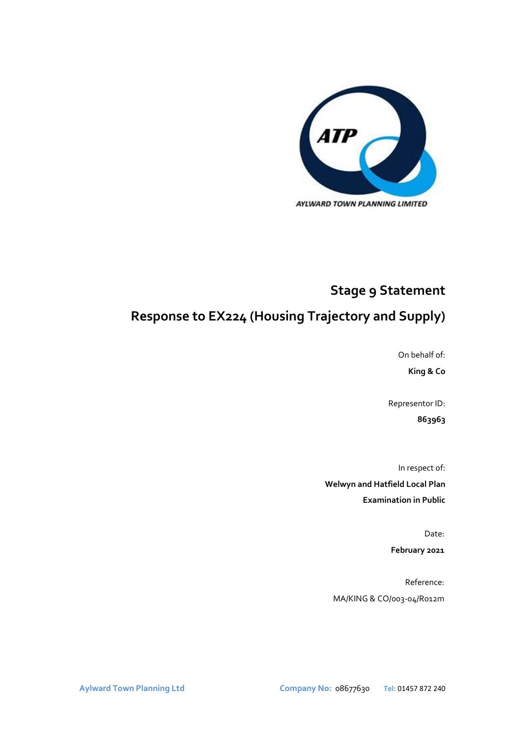ATP

AYLWARD TOWN PLANNING LIMITED

# Stage 9 Statement

## Response to EX224 (Housing Trajectory and Supply)

On behalf of:

**King & Co**

Representor ID:

**863963**

In respect of:

**Welwyn and Hatfield Local Plan**

**Examination in Public**

Date:

**February 2021**

Reference:

MA/KING & CO/003-04/R012m

**Aylward Town Planning Ltd** **Company No:** 08677630 **Tel:** 01457 872 240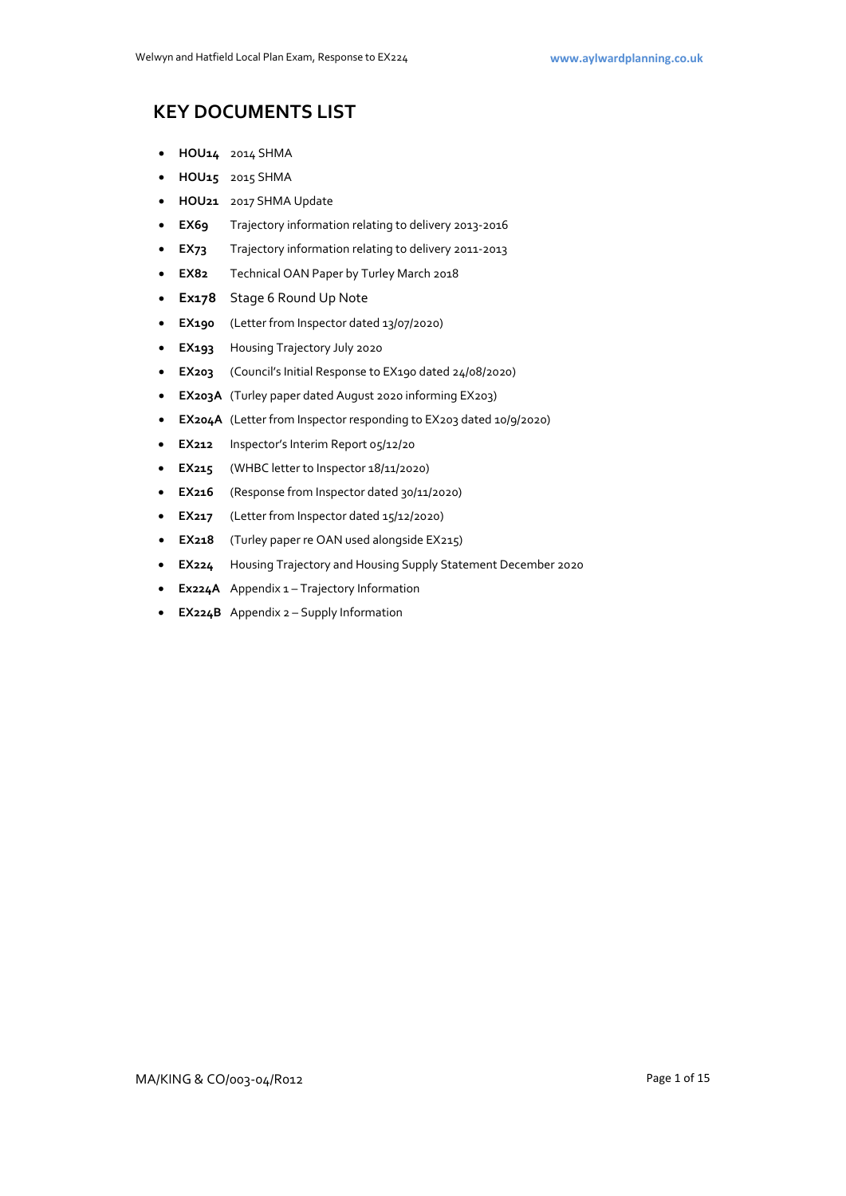## KEY DOCUMENTS LIST

- **HOU14** 2014 SHMA
- **HOU15** 2015 SHMA
- **HOU21** 2017 SHMA Update
- **EX69** Trajectory information relating to delivery 2013-2016
- **EX73** Trajectory information relating to delivery 2011-2013
- **EX82** Technical OAN Paper by Turley March 2018
- **Ex178** Stage 6 Round Up Note
- **EX190** (Letter from Inspector dated 13/07/2020)
- **EX193** Housing Trajectory July 2020
- **EX203** (Council's Initial Response to EX190 dated 24/08/2020)
- **EX203A** (Turley paper dated August 2020 informing EX203)
- **EX204A** (Letter from Inspector responding to EX203 dated 10/9/2020)
- **EX212** Inspector's Interim Report 05/12/20
- **EX215** (WHBC letter to Inspector 18/11/2020)
- **EX216** (Response from Inspector dated 30/11/2020)
- **EX217** (Letter from Inspector dated 15/12/2020)
- **EX218** (Turley paper re OAN used alongside EX215)
- **EX224** Housing Trajectory and Housing Supply Statement December 2020
- **Ex224A** Appendix 1 – Trajectory Information
- **EX224B** Appendix 2 – Supply Information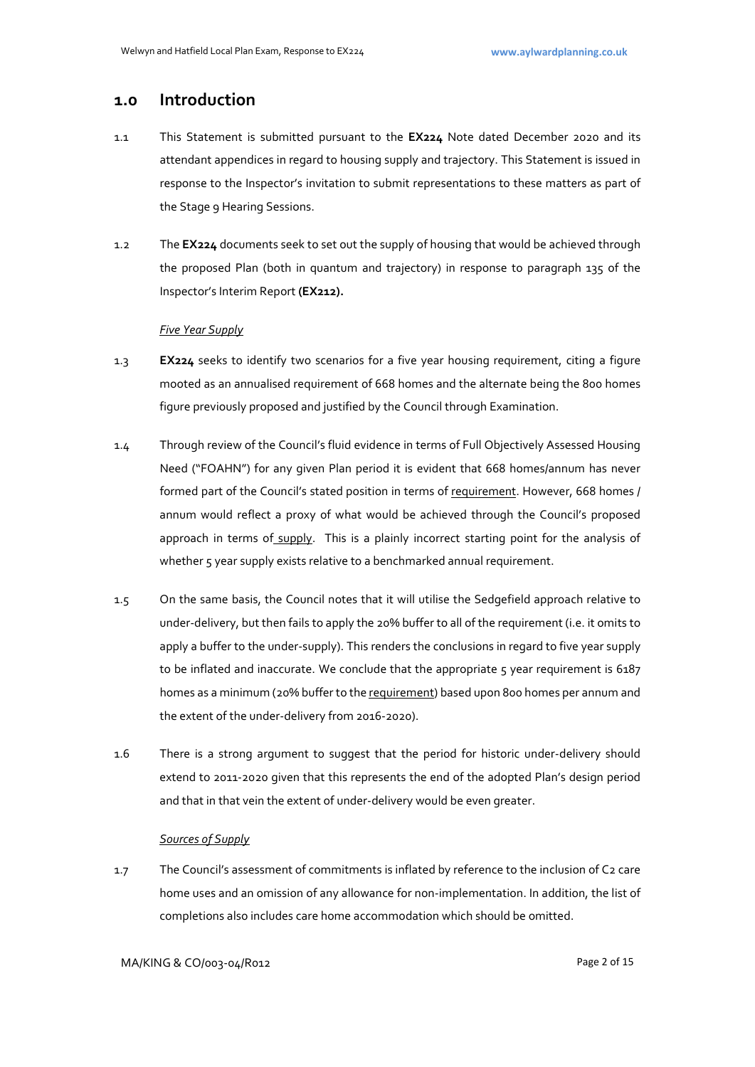## 1.0 Introduction

1.1 This Statement is submitted pursuant to the **EX224** Note dated December 2020 and its attendant appendices in regard to housing supply and trajectory. This Statement is issued in response to the Inspector's invitation to submit representations to these matters as part of the Stage 9 Hearing Sessions.

1.2 The **EX224** documents seek to set out the supply of housing that would be achieved through the proposed Plan (both in quantum and trajectory) in response to paragraph 135 of the Inspector's Interim Report **(EX212).**

*Five Year Supply*

1.3 **EX224** seeks to identify two scenarios for a five year housing requirement, citing a figure mooted as an annualised requirement of 668 homes and the alternate being the 800 homes figure previously proposed and justified by the Council through Examination.

1.4 Through review of the Council's fluid evidence in terms of Full Objectively Assessed Housing Need ("FOAHN") for any given Plan period it is evident that 668 homes/annum has never formed part of the Council's stated position in terms of requirement. However, 668 homes / annum would reflect a proxy of what would be achieved through the Council's proposed approach in terms of supply. This is a plainly incorrect starting point for the analysis of whether 5 year supply exists relative to a benchmarked annual requirement.

1.5 On the same basis, the Council notes that it will utilise the Sedgefield approach relative to under-delivery, but then fails to apply the 20% buffer to all of the requirement (i.e. it omits to apply a buffer to the under-supply). This renders the conclusions in regard to five year supply to be inflated and inaccurate. We conclude that the appropriate 5 year requirement is 6187 homes as a minimum (20% buffer to the requirement) based upon 800 homes per annum and the extent of the under-delivery from 2016-2020).

1.6 There is a strong argument to suggest that the period for historic under-delivery should extend to 2011-2020 given that this represents the end of the adopted Plan's design period and that in that vein the extent of under-delivery would be even greater.

*Sources of Supply*

1.7 The Council's assessment of commitments is inflated by reference to the inclusion of C2 care home uses and an omission of any allowance for non-implementation. In addition, the list of completions also includes care home accommodation which should be omitted.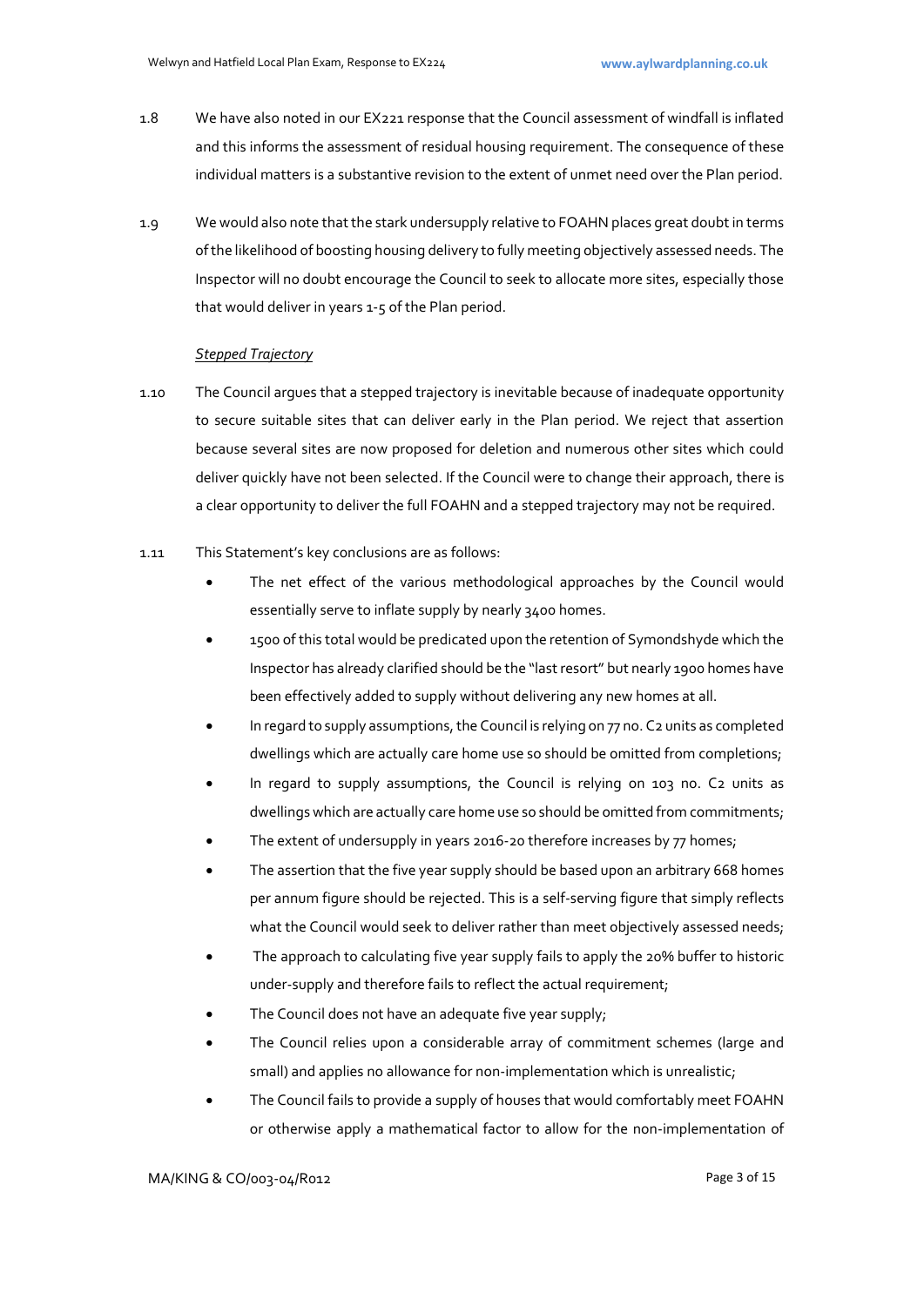1.8 We have also noted in our EX221 response that the Council assessment of windfall is inflated and this informs the assessment of residual housing requirement. The consequence of these individual matters is a substantive revision to the extent of unmet need over the Plan period.

1.9 We would also note that the stark undersupply relative to FOAHN places great doubt in terms of the likelihood of boosting housing delivery to fully meeting objectively assessed needs. The Inspector will no doubt encourage the Council to seek to allocate more sites, especially those that would deliver in years 1-5 of the Plan period.

*Stepped Trajectory*

1.10 The Council argues that a stepped trajectory is inevitable because of inadequate opportunity to secure suitable sites that can deliver early in the Plan period. We reject that assertion because several sites are now proposed for deletion and numerous other sites which could deliver quickly have not been selected. If the Council were to change their approach, there is a clear opportunity to deliver the full FOAHN and a stepped trajectory may not be required.

1.11 This Statement's key conclusions are as follows:

- The net effect of the various methodological approaches by the Council would essentially serve to inflate supply by nearly 3400 homes.
- 1500 of this total would be predicated upon the retention of Symondshyde which the Inspector has already clarified should be the "last resort" but nearly 1900 homes have been effectively added to supply without delivering any new homes at all.
- In regard to supply assumptions, the Council is relying on 77 no. C2 units as completed dwellings which are actually care home use so should be omitted from completions;
- In regard to supply assumptions, the Council is relying on 103 no. C2 units as dwellings which are actually care home use so should be omitted from commitments;
- The extent of undersupply in years 2016-20 therefore increases by 77 homes;
- The assertion that the five year supply should be based upon an arbitrary 668 homes per annum figure should be rejected. This is a self-serving figure that simply reflects what the Council would seek to deliver rather than meet objectively assessed needs;
- The approach to calculating five year supply fails to apply the 20% buffer to historic under-supply and therefore fails to reflect the actual requirement;
- The Council does not have an adequate five year supply;
- The Council relies upon a considerable array of commitment schemes (large and small) and applies no allowance for non-implementation which is unrealistic;
- The Council fails to provide a supply of houses that would comfortably meet FOAHN or otherwise apply a mathematical factor to allow for the non-implementation of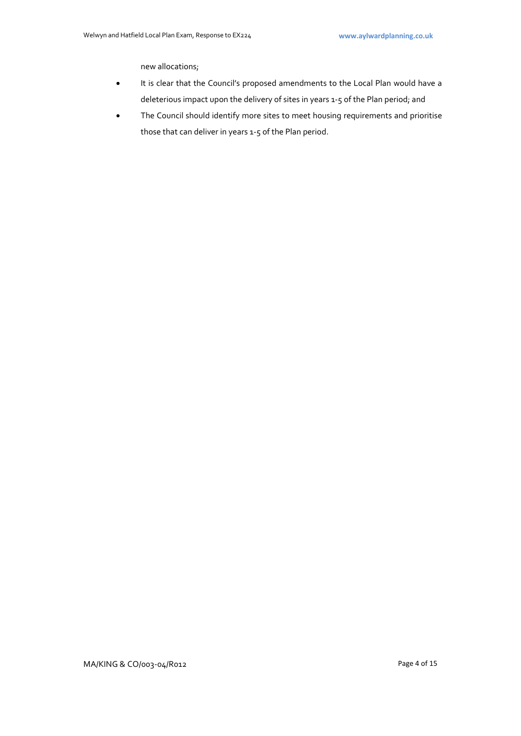new allocations;

- It is clear that the Council's proposed amendments to the Local Plan would have a deleterious impact upon the delivery of sites in years 1-5 of the Plan period; and
- The Council should identify more sites to meet housing requirements and prioritise those that can deliver in years 1-5 of the Plan period.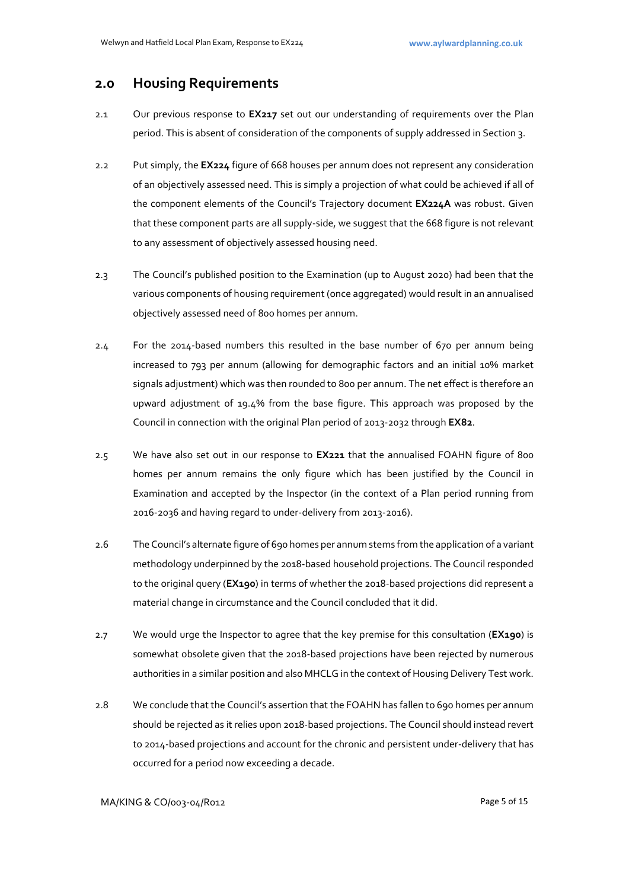## 2.0 Housing Requirements

2.1 Our previous response to **EX217** set out our understanding of requirements over the Plan period. This is absent of consideration of the components of supply addressed in Section 3.

2.2 Put simply, the **EX224** figure of 668 houses per annum does not represent any consideration of an objectively assessed need. This is simply a projection of what could be achieved if all of the component elements of the Council's Trajectory document **EX224A** was robust. Given that these component parts are all supply-side, we suggest that the 668 figure is not relevant to any assessment of objectively assessed housing need.

2.3 The Council's published position to the Examination (up to August 2020) had been that the various components of housing requirement (once aggregated) would result in an annualised objectively assessed need of 800 homes per annum.

2.4 For the 2014-based numbers this resulted in the base number of 670 per annum being increased to 793 per annum (allowing for demographic factors and an initial 10% market signals adjustment) which was then rounded to 800 per annum. The net effect is therefore an upward adjustment of 19.4% from the base figure. This approach was proposed by the Council in connection with the original Plan period of 2013-2032 through **EX82**.

2.5 We have also set out in our response to **EX221** that the annualised FOAHN figure of 800 homes per annum remains the only figure which has been justified by the Council in Examination and accepted by the Inspector (in the context of a Plan period running from 2016-2036 and having regard to under-delivery from 2013-2016).

2.6 The Council's alternate figure of 690 homes per annum stems from the application of a variant methodology underpinned by the 2018-based household projections. The Council responded to the original query (**EX190**) in terms of whether the 2018-based projections did represent a material change in circumstance and the Council concluded that it did.

2.7 We would urge the Inspector to agree that the key premise for this consultation (**EX190**) is somewhat obsolete given that the 2018-based projections have been rejected by numerous authorities in a similar position and also MHCLG in the context of Housing Delivery Test work.

2.8 We conclude that the Council's assertion that the FOAHN has fallen to 690 homes per annum should be rejected as it relies upon 2018-based projections. The Council should instead revert to 2014-based projections and account for the chronic and persistent under-delivery that has occurred for a period now exceeding a decade.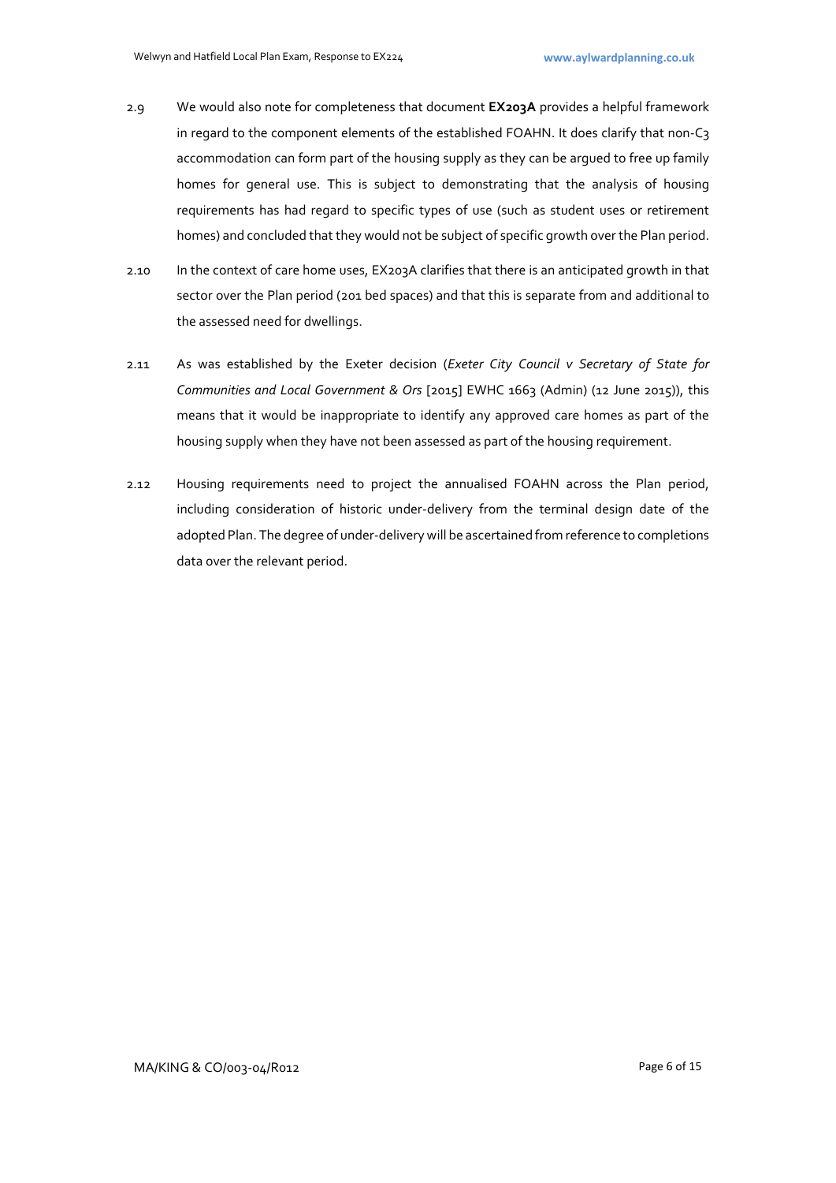2.9 We would also note for completeness that document **EX203A** provides a helpful framework in regard to the component elements of the established FOAHN. It does clarify that non-C3 accommodation can form part of the housing supply as they can be argued to free up family homes for general use. This is subject to demonstrating that the analysis of housing requirements has had regard to specific types of use (such as student uses or retirement homes) and concluded that they would not be subject of specific growth over the Plan period.

2.10 In the context of care home uses, EX203A clarifies that there is an anticipated growth in that sector over the Plan period (201 bed spaces) and that this is separate from and additional to the assessed need for dwellings.

2.11 As was established by the Exeter decision (*Exeter City Council v Secretary of State for Communities and Local Government & Ors* [2015] EWHC 1663 (Admin) (12 June 2015)), this means that it would be inappropriate to identify any approved care homes as part of the housing supply when they have not been assessed as part of the housing requirement.

2.12 Housing requirements need to project the annualised FOAHN across the Plan period, including consideration of historic under-delivery from the terminal design date of the adopted Plan. The degree of under-delivery will be ascertained from reference to completions data over the relevant period.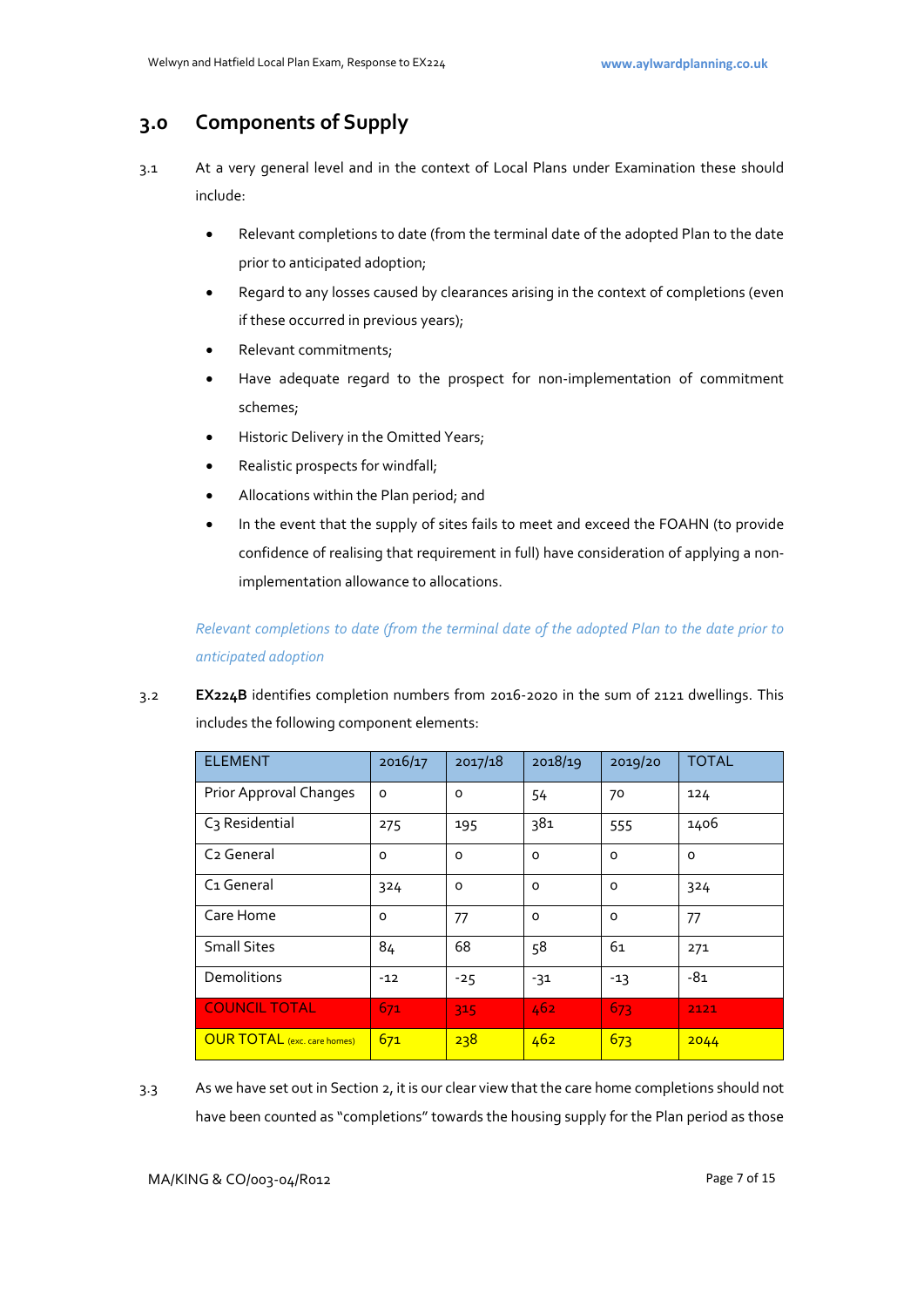## 3.0 Components of Supply

3.1 At a very general level and in the context of Local Plans under Examination these should include:

- Relevant completions to date (from the terminal date of the adopted Plan to the date prior to anticipated adoption;
- Regard to any losses caused by clearances arising in the context of completions (even if these occurred in previous years);
- Relevant commitments;
- Have adequate regard to the prospect for non-implementation of commitment schemes;
- Historic Delivery in the Omitted Years;
- Realistic prospects for windfall;
- Allocations within the Plan period; and
- In the event that the supply of sites fails to meet and exceed the FOAHN (to provide confidence of realising that requirement in full) have consideration of applying a non-implementation allowance to allocations.

*Relevant completions to date (from the terminal date of the adopted Plan to the date prior to anticipated adoption*

3.2 **EX224B** identifies completion numbers from 2016-2020 in the sum of 2121 dwellings. This includes the following component elements:

| ELEMENT | 2016/17 | 2017/18 | 2018/19 | 2019/20 | TOTAL |
|---|---|---|---|---|---|
| Prior Approval Changes | 0 | 0 | 54 | 70 | 124 |
| C3 Residential | 275 | 195 | 381 | 555 | 1406 |
| C2 General | 0 | 0 | 0 | 0 | 0 |
| C1 General | 324 | 0 | 0 | 0 | 324 |
| Care Home | 0 | 77 | 0 | 0 | 77 |
| Small Sites | 84 | 68 | 58 | 61 | 271 |
| Demolitions | -12 | -25 | -31 | -13 | -81 |
| COUNCIL TOTAL | 671 | 315 | 462 | 673 | 2121 |
| OUR TOTAL (exc. care homes) | 671 | 238 | 462 | 673 | 2044 |

3.3 As we have set out in Section 2, it is our clear view that the care home completions should not have been counted as "completions" towards the housing supply for the Plan period as those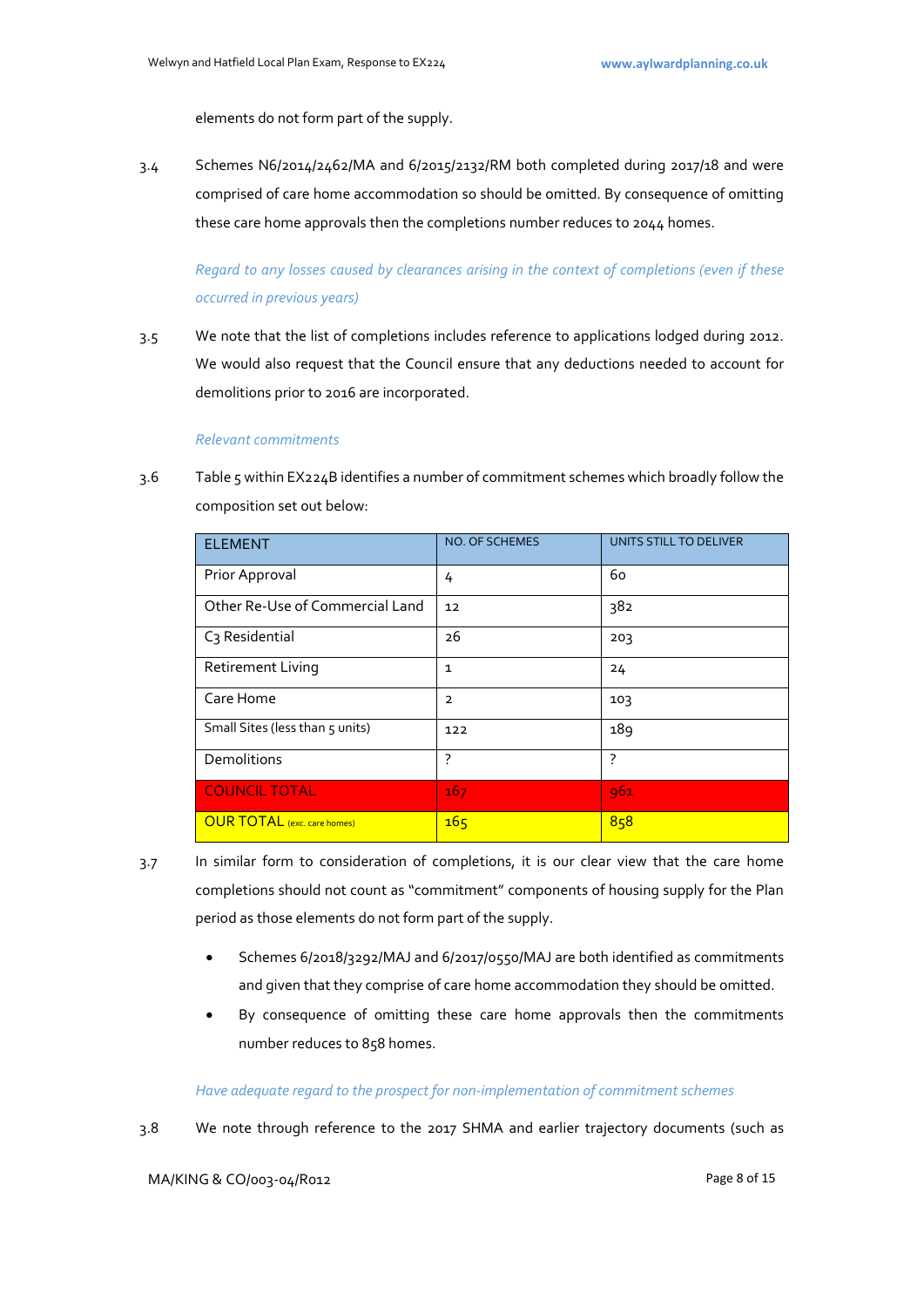elements do not form part of the supply.

3.4 Schemes N6/2014/2462/MA and 6/2015/2132/RM both completed during 2017/18 and were comprised of care home accommodation so should be omitted. By consequence of omitting these care home approvals then the completions number reduces to 2044 homes.

*Regard to any losses caused by clearances arising in the context of completions (even if these occurred in previous years)*

3.5 We note that the list of completions includes reference to applications lodged during 2012. We would also request that the Council ensure that any deductions needed to account for demolitions prior to 2016 are incorporated.

*Relevant commitments*

3.6 Table 5 within EX224B identifies a number of commitment schemes which broadly follow the composition set out below:

| ELEMENT | NO. OF SCHEMES | UNITS STILL TO DELIVER |
|---|---|---|
| Prior Approval | 4 | 60 |
| Other Re-Use of Commercial Land | 12 | 382 |
| C3 Residential | 26 | 203 |
| Retirement Living | 1 | 24 |
| Care Home | 2 | 103 |
| Small Sites (less than 5 units) | 122 | 189 |
| Demolitions | ? | ? |
| COUNCIL TOTAL | 167 | 961 |
| OUR TOTAL (exc. care homes) | 165 | 858 |

3.7 In similar form to consideration of completions, it is our clear view that the care home completions should not count as "commitment" components of housing supply for the Plan period as those elements do not form part of the supply.

- Schemes 6/2018/3292/MAJ and 6/2017/0550/MAJ are both identified as commitments and given that they comprise of care home accommodation they should be omitted.
- By consequence of omitting these care home approvals then the commitments number reduces to 858 homes.

*Have adequate regard to the prospect for non-implementation of commitment schemes*

3.8 We note through reference to the 2017 SHMA and earlier trajectory documents (such as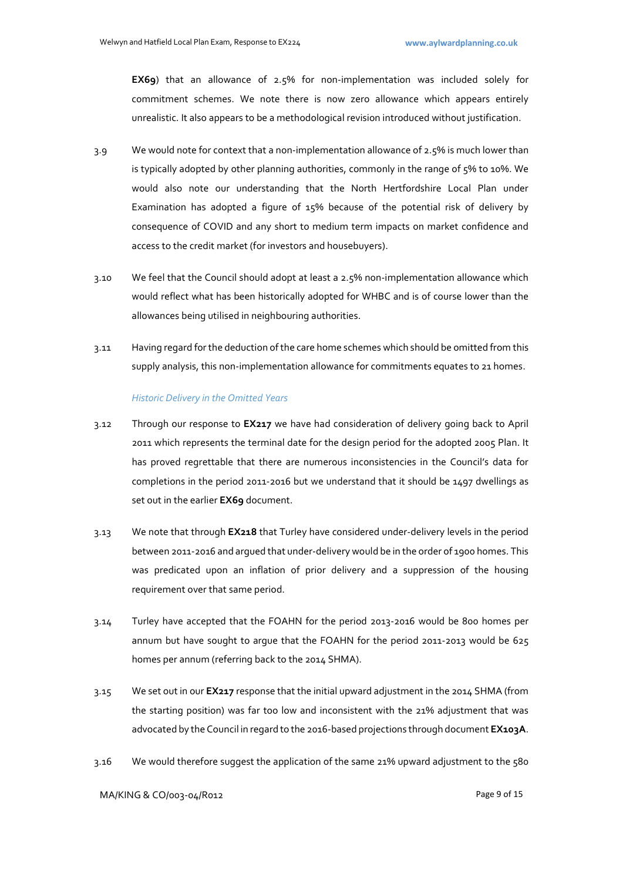**EX69**) that an allowance of 2.5% for non-implementation was included solely for commitment schemes. We note there is now zero allowance which appears entirely unrealistic. It also appears to be a methodological revision introduced without justification.

3.9 We would note for context that a non-implementation allowance of 2.5% is much lower than is typically adopted by other planning authorities, commonly in the range of 5% to 10%. We would also note our understanding that the North Hertfordshire Local Plan under Examination has adopted a figure of 15% because of the potential risk of delivery by consequence of COVID and any short to medium term impacts on market confidence and access to the credit market (for investors and housebuyers).

3.10 We feel that the Council should adopt at least a 2.5% non-implementation allowance which would reflect what has been historically adopted for WHBC and is of course lower than the allowances being utilised in neighbouring authorities.

3.11 Having regard for the deduction of the care home schemes which should be omitted from this supply analysis, this non-implementation allowance for commitments equates to 21 homes.

*Historic Delivery in the Omitted Years*

3.12 Through our response to **EX217** we have had consideration of delivery going back to April 2011 which represents the terminal date for the design period for the adopted 2005 Plan. It has proved regrettable that there are numerous inconsistencies in the Council's data for completions in the period 2011-2016 but we understand that it should be 1497 dwellings as set out in the earlier **EX69** document.

3.13 We note that through **EX218** that Turley have considered under-delivery levels in the period between 2011-2016 and argued that under-delivery would be in the order of 1900 homes. This was predicated upon an inflation of prior delivery and a suppression of the housing requirement over that same period.

3.14 Turley have accepted that the FOAHN for the period 2013-2016 would be 800 homes per annum but have sought to argue that the FOAHN for the period 2011-2013 would be 625 homes per annum (referring back to the 2014 SHMA).

3.15 We set out in our **EX217** response that the initial upward adjustment in the 2014 SHMA (from the starting position) was far too low and inconsistent with the 21% adjustment that was advocated by the Council in regard to the 2016-based projections through document **EX103A**.

3.16 We would therefore suggest the application of the same 21% upward adjustment to the 580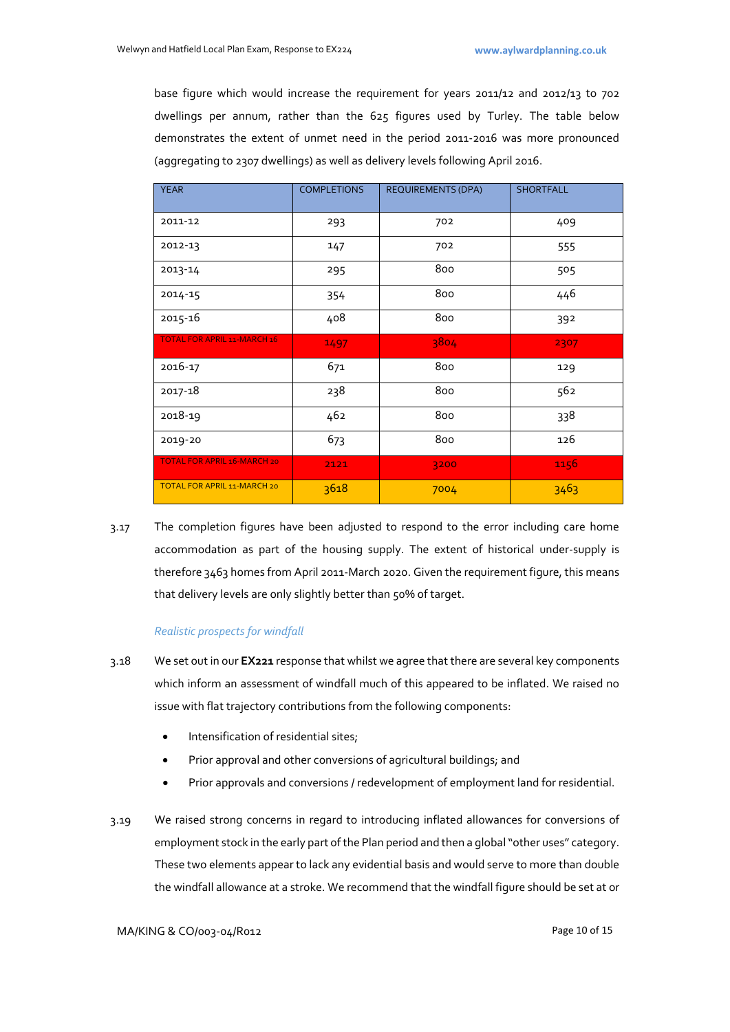base figure which would increase the requirement for years 2011/12 and 2012/13 to 702 dwellings per annum, rather than the 625 figures used by Turley. The table below demonstrates the extent of unmet need in the period 2011-2016 was more pronounced (aggregating to 2307 dwellings) as well as delivery levels following April 2016.

| YEAR | COMPLETIONS | REQUIREMENTS (DPA) | SHORTFALL |
|---|---|---|---|
| 2011-12 | 293 | 702 | 409 |
| 2012-13 | 147 | 702 | 555 |
| 2013-14 | 295 | 800 | 505 |
| 2014-15 | 354 | 800 | 446 |
| 2015-16 | 408 | 800 | 392 |
| TOTAL FOR APRIL 11-MARCH 16 | 1497 | 3804 | 2307 |
| 2016-17 | 671 | 800 | 129 |
| 2017-18 | 238 | 800 | 562 |
| 2018-19 | 462 | 800 | 338 |
| 2019-20 | 673 | 800 | 126 |
| TOTAL FOR APRIL 16-MARCH 20 | 2121 | 3200 | 1156 |
| TOTAL FOR APRIL 11-MARCH 20 | 3618 | 7004 | 3463 |

3.17 The completion figures have been adjusted to respond to the error including care home accommodation as part of the housing supply. The extent of historical under-supply is therefore 3463 homes from April 2011-March 2020. Given the requirement figure, this means that delivery levels are only slightly better than 50% of target.

*Realistic prospects for windfall*

3.18 We set out in our **EX221** response that whilst we agree that there are several key components which inform an assessment of windfall much of this appeared to be inflated. We raised no issue with flat trajectory contributions from the following components:

- Intensification of residential sites;
- Prior approval and other conversions of agricultural buildings; and
- Prior approvals and conversions / redevelopment of employment land for residential.

3.19 We raised strong concerns in regard to introducing inflated allowances for conversions of employment stock in the early part of the Plan period and then a global "other uses" category. These two elements appear to lack any evidential basis and would serve to more than double the windfall allowance at a stroke. We recommend that the windfall figure should be set at or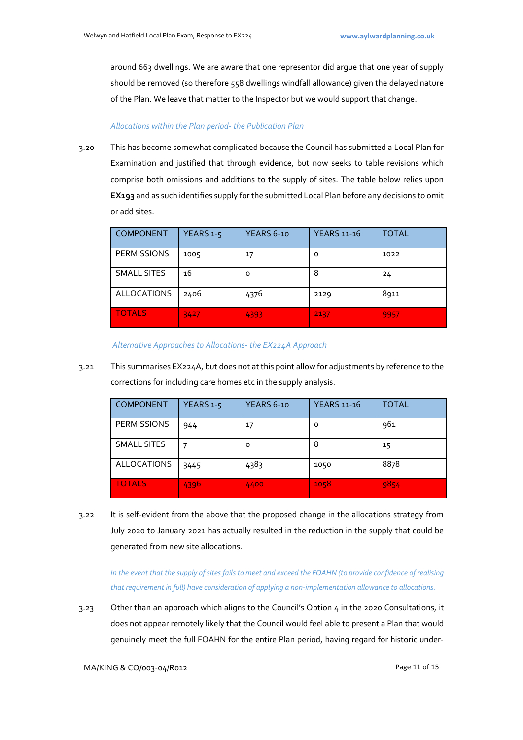around 663 dwellings. We are aware that one representor did argue that one year of supply should be removed (so therefore 558 dwellings windfall allowance) given the delayed nature of the Plan. We leave that matter to the Inspector but we would support that change.

*Allocations within the Plan period- the Publication Plan*

3.20 This has become somewhat complicated because the Council has submitted a Local Plan for Examination and justified that through evidence, but now seeks to table revisions which comprise both omissions and additions to the supply of sites. The table below relies upon **EX193** and as such identifies supply for the submitted Local Plan before any decisions to omit or add sites.

| COMPONENT | YEARS 1-5 | YEARS 6-10 | YEARS 11-16 | TOTAL |
|---|---|---|---|---|
| PERMISSIONS | 1005 | 17 | 0 | 1022 |
| SMALL SITES | 16 | 0 | 8 | 24 |
| ALLOCATIONS | 2406 | 4376 | 2129 | 8911 |
| TOTALS | 3427 | 4393 | 2137 | 9957 |

*Alternative Approaches to Allocations- the EX224A Approach*

3.21 This summarises EX224A, but does not at this point allow for adjustments by reference to the corrections for including care homes etc in the supply analysis.

| COMPONENT | YEARS 1-5 | YEARS 6-10 | YEARS 11-16 | TOTAL |
|---|---|---|---|---|
| PERMISSIONS | 944 | 17 | 0 | 961 |
| SMALL SITES | 7 | 0 | 8 | 15 |
| ALLOCATIONS | 3445 | 4383 | 1050 | 8878 |
| TOTALS | 4396 | 4400 | 1058 | 9854 |

3.22 It is self-evident from the above that the proposed change in the allocations strategy from July 2020 to January 2021 has actually resulted in the reduction in the supply that could be generated from new site allocations.

*In the event that the supply of sites fails to meet and exceed the FOAHN (to provide confidence of realising that requirement in full) have consideration of applying a non-implementation allowance to allocations.*

3.23 Other than an approach which aligns to the Council's Option 4 in the 2020 Consultations, it does not appear remotely likely that the Council would feel able to present a Plan that would genuinely meet the full FOAHN for the entire Plan period, having regard for historic under-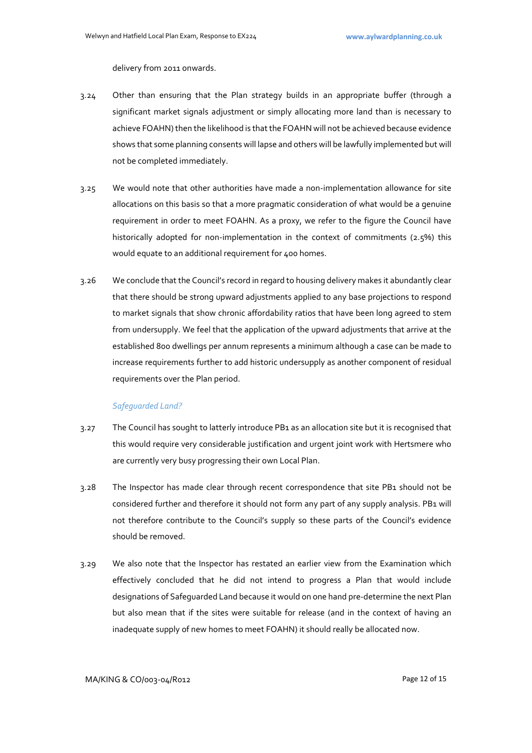delivery from 2011 onwards.

3.24 Other than ensuring that the Plan strategy builds in an appropriate buffer (through a significant market signals adjustment or simply allocating more land than is necessary to achieve FOAHN) then the likelihood is that the FOAHN will not be achieved because evidence shows that some planning consents will lapse and others will be lawfully implemented but will not be completed immediately.

3.25 We would note that other authorities have made a non-implementation allowance for site allocations on this basis so that a more pragmatic consideration of what would be a genuine requirement in order to meet FOAHN. As a proxy, we refer to the figure the Council have historically adopted for non-implementation in the context of commitments (2.5%) this would equate to an additional requirement for 400 homes.

3.26 We conclude that the Council's record in regard to housing delivery makes it abundantly clear that there should be strong upward adjustments applied to any base projections to respond to market signals that show chronic affordability ratios that have been long agreed to stem from undersupply. We feel that the application of the upward adjustments that arrive at the established 800 dwellings per annum represents a minimum although a case can be made to increase requirements further to add historic undersupply as another component of residual requirements over the Plan period.

*Safeguarded Land?*

3.27 The Council has sought to latterly introduce PB1 as an allocation site but it is recognised that this would require very considerable justification and urgent joint work with Hertsmere who are currently very busy progressing their own Local Plan.

3.28 The Inspector has made clear through recent correspondence that site PB1 should not be considered further and therefore it should not form any part of any supply analysis. PB1 will not therefore contribute to the Council's supply so these parts of the Council's evidence should be removed.

3.29 We also note that the Inspector has restated an earlier view from the Examination which effectively concluded that he did not intend to progress a Plan that would include designations of Safeguarded Land because it would on one hand pre-determine the next Plan but also mean that if the sites were suitable for release (and in the context of having an inadequate supply of new homes to meet FOAHN) it should really be allocated now.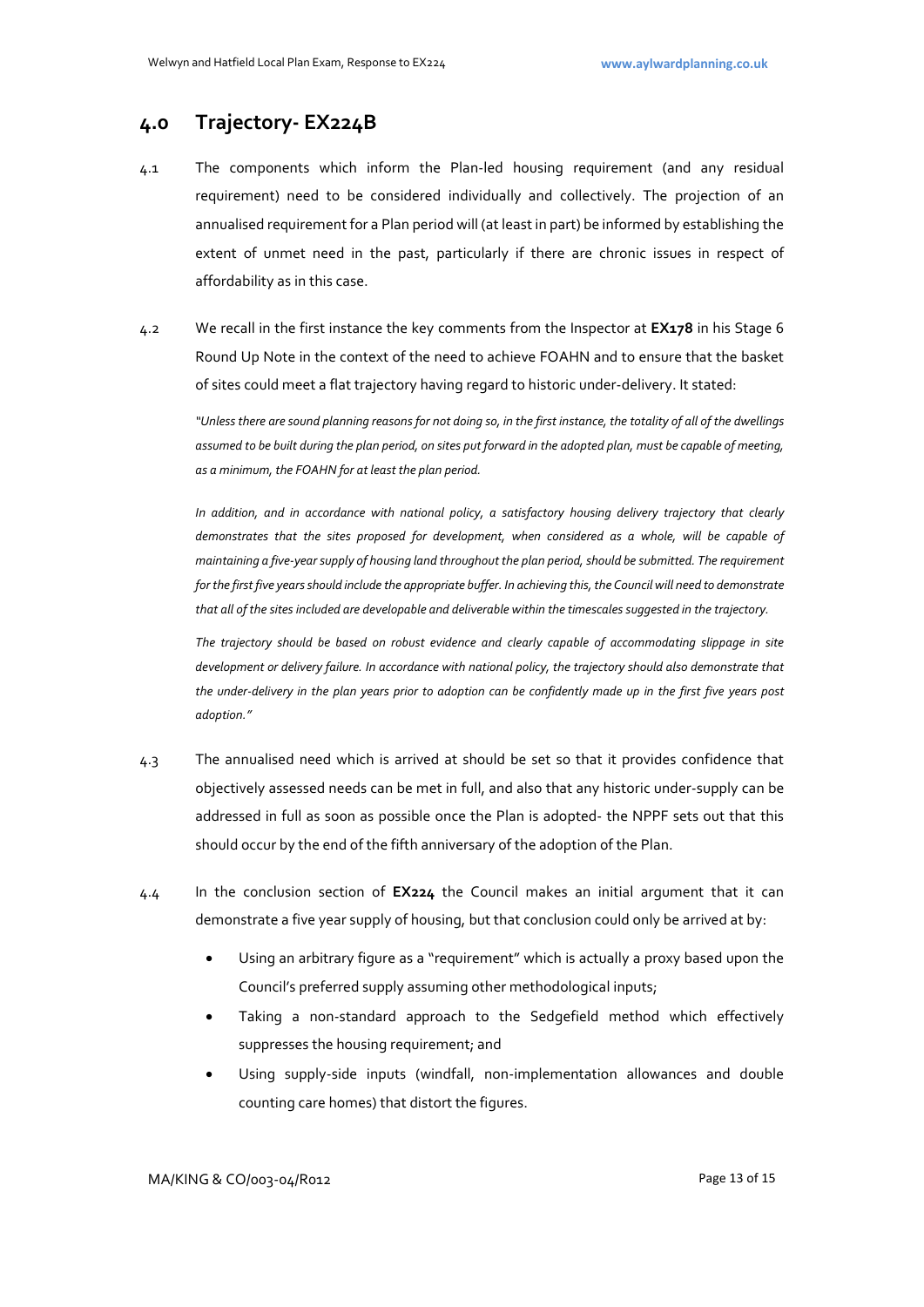## 4.0 Trajectory- EX224B

4.1 The components which inform the Plan-led housing requirement (and any residual requirement) need to be considered individually and collectively. The projection of an annualised requirement for a Plan period will (at least in part) be informed by establishing the extent of unmet need in the past, particularly if there are chronic issues in respect of affordability as in this case.

4.2 We recall in the first instance the key comments from the Inspector at **EX178** in his Stage 6 Round Up Note in the context of the need to achieve FOAHN and to ensure that the basket of sites could meet a flat trajectory having regard to historic under-delivery. It stated:

> *"Unless there are sound planning reasons for not doing so, in the first instance, the totality of all of the dwellings assumed to be built during the plan period, on sites put forward in the adopted plan, must be capable of meeting, as a minimum, the FOAHN for at least the plan period.*
>
> *In addition, and in accordance with national policy, a satisfactory housing delivery trajectory that clearly demonstrates that the sites proposed for development, when considered as a whole, will be capable of maintaining a five-year supply of housing land throughout the plan period, should be submitted. The requirement for the first five years should include the appropriate buffer. In achieving this, the Council will need to demonstrate that all of the sites included are developable and deliverable within the timescales suggested in the trajectory.*
>
> *The trajectory should be based on robust evidence and clearly capable of accommodating slippage in site development or delivery failure. In accordance with national policy, the trajectory should also demonstrate that the under-delivery in the plan years prior to adoption can be confidently made up in the first five years post adoption."*

4.3 The annualised need which is arrived at should be set so that it provides confidence that objectively assessed needs can be met in full, and also that any historic under-supply can be addressed in full as soon as possible once the Plan is adopted- the NPPF sets out that this should occur by the end of the fifth anniversary of the adoption of the Plan.

4.4 In the conclusion section of **EX224** the Council makes an initial argument that it can demonstrate a five year supply of housing, but that conclusion could only be arrived at by:

- Using an arbitrary figure as a "requirement" which is actually a proxy based upon the Council's preferred supply assuming other methodological inputs;
- Taking a non-standard approach to the Sedgefield method which effectively suppresses the housing requirement; and
- Using supply-side inputs (windfall, non-implementation allowances and double counting care homes) that distort the figures.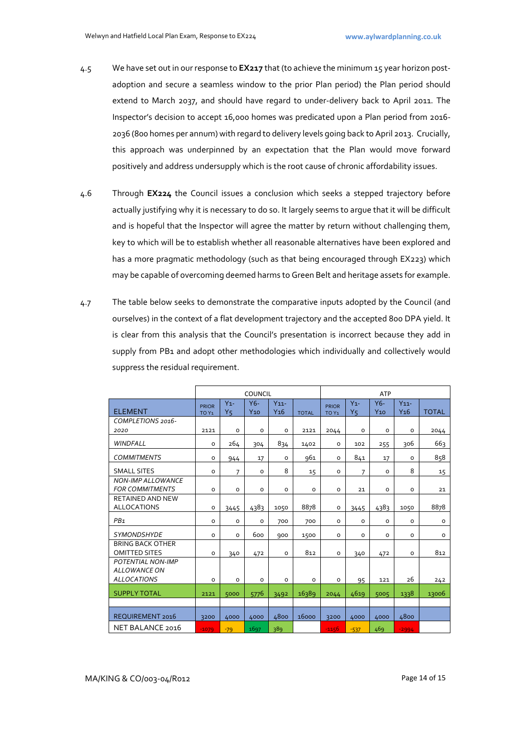4.5 We have set out in our response to **EX217** that (to achieve the minimum 15 year horizon post-adoption and secure a seamless window to the prior Plan period) the Plan period should extend to March 2037, and should have regard to under-delivery back to April 2011. The Inspector's decision to accept 16,000 homes was predicated upon a Plan period from 2016-2036 (800 homes per annum) with regard to delivery levels going back to April 2013. Crucially, this approach was underpinned by an expectation that the Plan would move forward positively and address undersupply which is the root cause of chronic affordability issues.

4.6 Through **EX224** the Council issues a conclusion which seeks a stepped trajectory before actually justifying why it is necessary to do so. It largely seems to argue that it will be difficult and is hopeful that the Inspector will agree the matter by return without challenging them, key to which will be to establish whether all reasonable alternatives have been explored and has a more pragmatic methodology (such as that being encouraged through EX223) which may be capable of overcoming deemed harms to Green Belt and heritage assets for example.

4.7 The table below seeks to demonstrate the comparative inputs adopted by the Council (and ourselves) in the context of a flat development trajectory and the accepted 800 DPA yield. It is clear from this analysis that the Council's presentation is incorrect because they add in supply from PB1 and adopt other methodologies which individually and collectively would suppress the residual requirement.

| | COUNCIL | | | | | ATP | | | | |
|---|---|---|---|---|---|---|---|---|---|---|
| ELEMENT | PRIOR TO Y1 | Y1-Y5 | Y6-Y10 | Y11-Y16 | TOTAL | PRIOR TO Y1 | Y1-Y5 | Y6-Y10 | Y11-Y16 | TOTAL |
| *COMPLETIONS 2016-2020* | 2121 | 0 | 0 | 0 | 2121 | 2044 | 0 | 0 | 0 | 2044 |
| *WINDFALL* | 0 | 264 | 304 | 834 | 1402 | 0 | 102 | 255 | 306 | 663 |
| *COMMITMENTS* | 0 | 944 | 17 | 0 | 961 | 0 | 841 | 17 | 0 | 858 |
| SMALL SITES | 0 | 7 | 0 | 8 | 15 | 0 | 7 | 0 | 8 | 15 |
| *NON-IMP ALLOWANCE FOR COMMITMENTS* | 0 | 0 | 0 | 0 | 0 | 0 | 21 | 0 | 0 | 21 |
| RETAINED AND NEW ALLOCATIONS | 0 | 3445 | 4383 | 1050 | 8878 | 0 | 3445 | 4383 | 1050 | 8878 |
| *PB1* | 0 | 0 | 0 | 700 | 700 | 0 | 0 | 0 | 0 | 0 |
| *SYMONDSHYDE* | 0 | 0 | 600 | 900 | 1500 | 0 | 0 | 0 | 0 | 0 |
| BRING BACK OTHER OMITTED SITES | 0 | 340 | 472 | 0 | 812 | 0 | 340 | 472 | 0 | 812 |
| *POTENTIAL NON-IMP ALLOWANCE ON ALLOCATIONS* | 0 | 0 | 0 | 0 | 0 | 0 | 95 | 121 | 26 | 242 |
| SUPPLY TOTAL | 2121 | 5000 | 5776 | 3492 | 16389 | 2044 | 4619 | 5005 | 1338 | 13006 |
| | | | | | | | | | | |
| REQUIREMENT 2016 | 3200 | 4000 | 4000 | 4800 | 16000 | 3200 | 4000 | 4000 | 4800 | |
| NET BALANCE 2016 | -1079 | -79 | 1697 | 389 | | -1156 | -537 | 469 | -2994 | |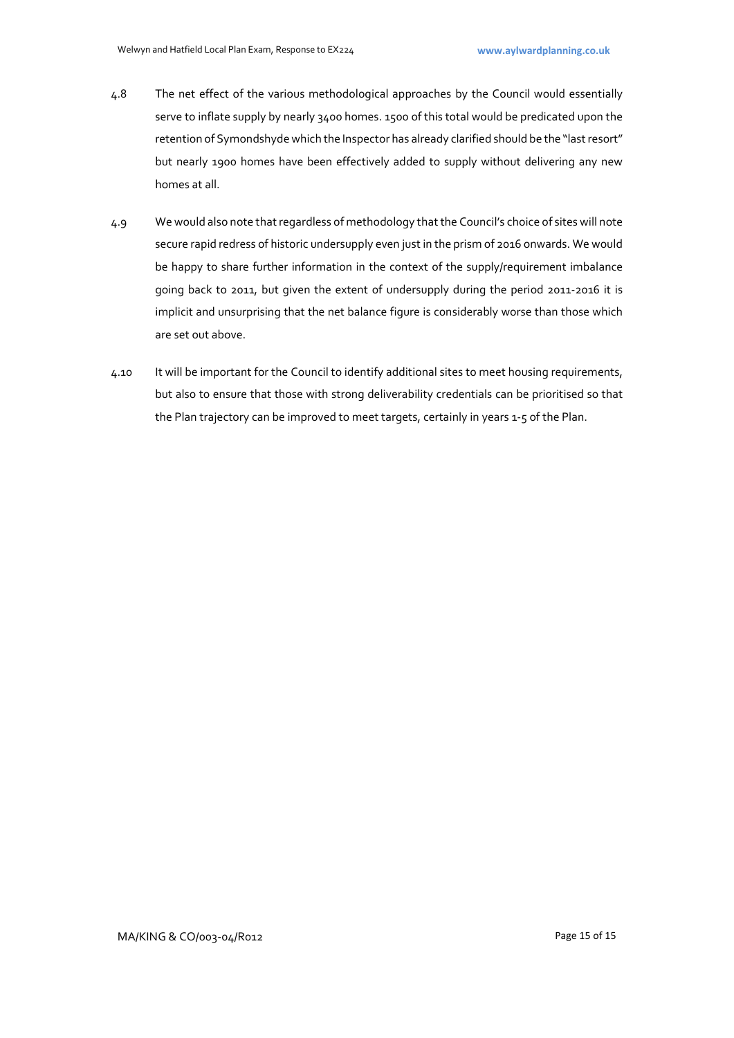4.8 The net effect of the various methodological approaches by the Council would essentially serve to inflate supply by nearly 3400 homes. 1500 of this total would be predicated upon the retention of Symondshyde which the Inspector has already clarified should be the "last resort" but nearly 1900 homes have been effectively added to supply without delivering any new homes at all.

4.9 We would also note that regardless of methodology that the Council's choice of sites will note secure rapid redress of historic undersupply even just in the prism of 2016 onwards. We would be happy to share further information in the context of the supply/requirement imbalance going back to 2011, but given the extent of undersupply during the period 2011-2016 it is implicit and unsurprising that the net balance figure is considerably worse than those which are set out above.

4.10 It will be important for the Council to identify additional sites to meet housing requirements, but also to ensure that those with strong deliverability credentials can be prioritised so that the Plan trajectory can be improved to meet targets, certainly in years 1-5 of the Plan.